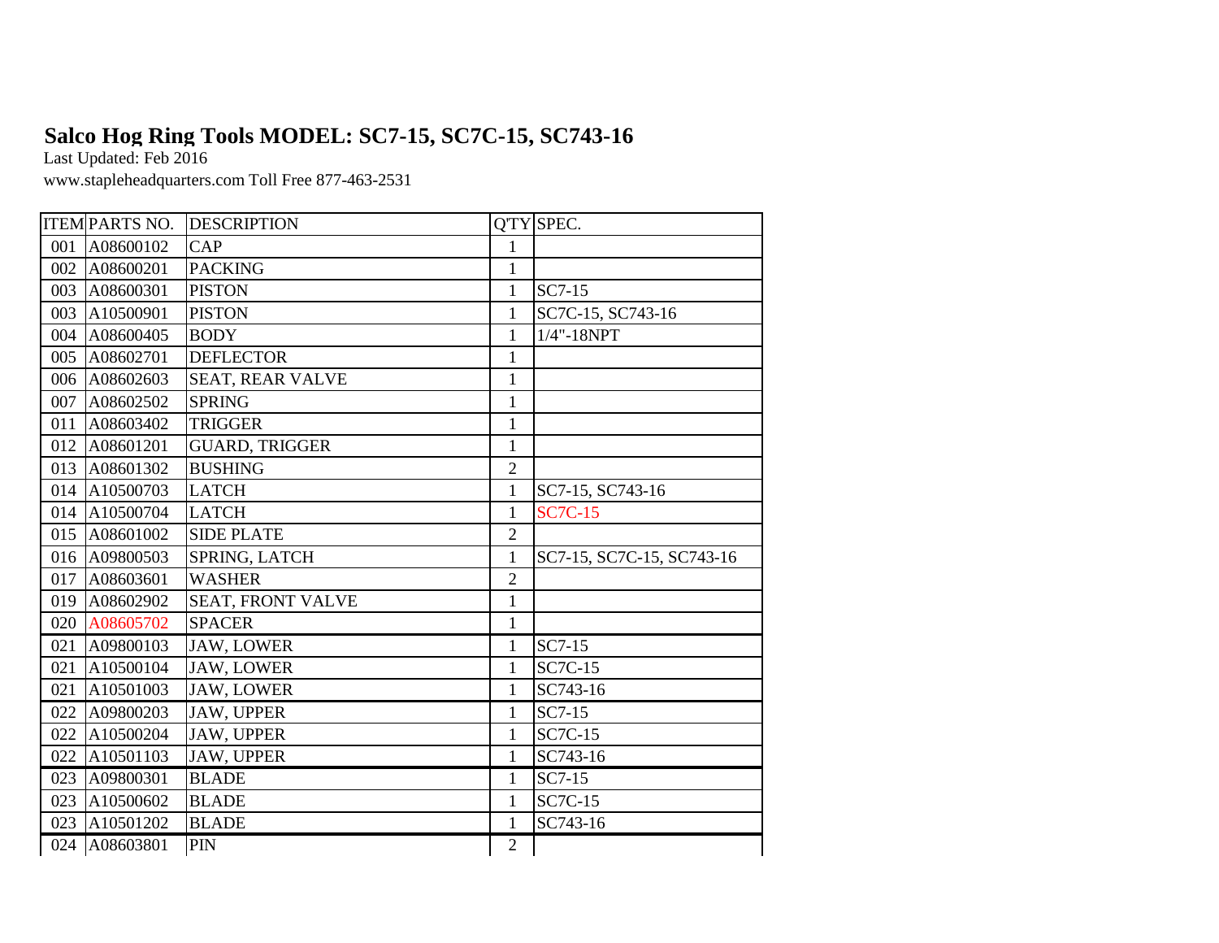# Salco Hog Ring Tools MODEL: SC7-15, SC7C-15, SC743-16

Last Updated: Feb 2016

www.stapleheadquarters.com Toll Free 877-463-2531

| ITEM | PARTS NO. | DESCRIPTION | Q'TY | SPEC. |
|---|---|---|---|---|
| 001 | A08600102 | CAP | 1 | |
| 002 | A08600201 | PACKING | 1 | |
| 003 | A08600301 | PISTON | 1 | SC7-15 |
| 003 | A10500901 | PISTON | 1 | SC7C-15, SC743-16 |
| 004 | A08600405 | BODY | 1 | 1/4"-18NPT |
| 005 | A08602701 | DEFLECTOR | 1 | |
| 006 | A08602603 | SEAT, REAR VALVE | 1 | |
| 007 | A08602502 | SPRING | 1 | |
| 011 | A08603402 | TRIGGER | 1 | |
| 012 | A08601201 | GUARD, TRIGGER | 1 | |
| 013 | A08601302 | BUSHING | 2 | |
| 014 | A10500703 | LATCH | 1 | SC7-15, SC743-16 |
| 014 | A10500704 | LATCH | 1 | SC7C-15 |
| 015 | A08601002 | SIDE PLATE | 2 | |
| 016 | A09800503 | SPRING, LATCH | 1 | SC7-15, SC7C-15, SC743-16 |
| 017 | A08603601 | WASHER | 2 | |
| 019 | A08602902 | SEAT, FRONT VALVE | 1 | |
| 020 | A08605702 | SPACER | 1 | |
| 021 | A09800103 | JAW, LOWER | 1 | SC7-15 |
| 021 | A10500104 | JAW, LOWER | 1 | SC7C-15 |
| 021 | A10501003 | JAW, LOWER | 1 | SC743-16 |
| 022 | A09800203 | JAW, UPPER | 1 | SC7-15 |
| 022 | A10500204 | JAW, UPPER | 1 | SC7C-15 |
| 022 | A10501103 | JAW, UPPER | 1 | SC743-16 |
| 023 | A09800301 | BLADE | 1 | SC7-15 |
| 023 | A10500602 | BLADE | 1 | SC7C-15 |
| 023 | A10501202 | BLADE | 1 | SC743-16 |
| 024 | A08603801 | PIN | 2 | |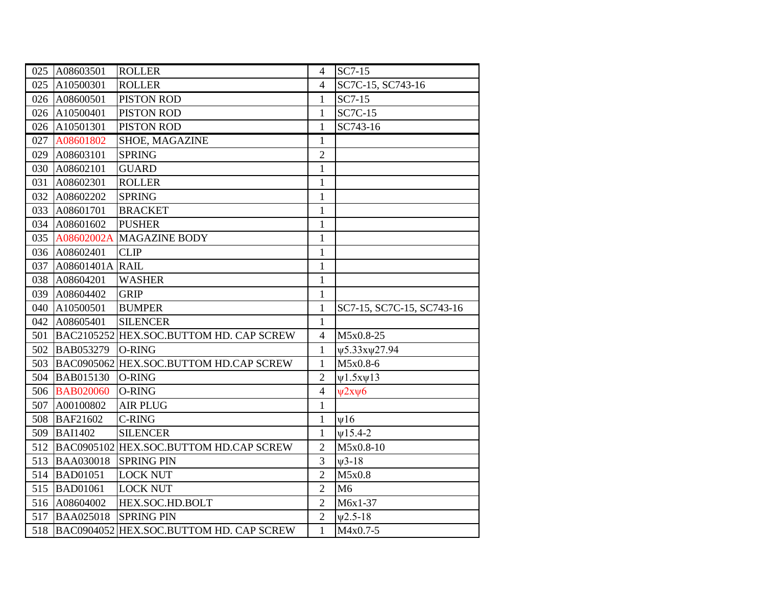| 025 | A08603501 | ROLLER | 4 | SC7-15 |
|---|---|---|---|---|
| 025 | A10500301 | ROLLER | 4 | SC7C-15, SC743-16 |
| 026 | A08600501 | PISTON ROD | 1 | SC7-15 |
| 026 | A10500401 | PISTON ROD | 1 | SC7C-15 |
| 026 | A10501301 | PISTON ROD | 1 | SC743-16 |
| 027 | A08601802 | SHOE, MAGAZINE | 1 | |
| 029 | A08603101 | SPRING | 2 | |
| 030 | A08602101 | GUARD | 1 | |
| 031 | A08602301 | ROLLER | 1 | |
| 032 | A08602202 | SPRING | 1 | |
| 033 | A08601701 | BRACKET | 1 | |
| 034 | A08601602 | PUSHER | 1 | |
| 035 | A08602002A | MAGAZINE BODY | 1 | |
| 036 | A08602401 | CLIP | 1 | |
| 037 | A08601401A | RAIL | 1 | |
| 038 | A08604201 | WASHER | 1 | |
| 039 | A08604402 | GRIP | 1 | |
| 040 | A10500501 | BUMPER | 1 | SC7-15, SC7C-15, SC743-16 |
| 042 | A08605401 | SILENCER | 1 | |
| 501 | BAC2105252 | HEX.SOC.BUTTOM HD. CAP SCREW | 4 | M5x0.8-25 |
| 502 | BAB053279 | O-RING | 1 | ψ5.33xψ27.94 |
| 503 | BAC0905062 | HEX.SOC.BUTTOM HD.CAP SCREW | 1 | M5x0.8-6 |
| 504 | BAB015130 | O-RING | 2 | ψ1.5xψ13 |
| 506 | BAB020060 | O-RING | 4 | ψ2xψ6 |
| 507 | A00100802 | AIR PLUG | 1 | |
| 508 | BAF21602 | C-RING | 1 | ψ16 |
| 509 | BAI1402 | SILENCER | 1 | ψ15.4-2 |
| 512 | BAC0905102 | HEX.SOC.BUTTOM HD.CAP SCREW | 2 | M5x0.8-10 |
| 513 | BAA030018 | SPRING PIN | 3 | ψ3-18 |
| 514 | BAD01051 | LOCK NUT | 2 | M5x0.8 |
| 515 | BAD01061 | LOCK NUT | 2 | M6 |
| 516 | A08604002 | HEX.SOC.HD.BOLT | 2 | M6x1-37 |
| 517 | BAA025018 | SPRING PIN | 2 | ψ2.5-18 |
| 518 | BAC0904052 | HEX.SOC.BUTTOM HD. CAP SCREW | 1 | M4x0.7-5 |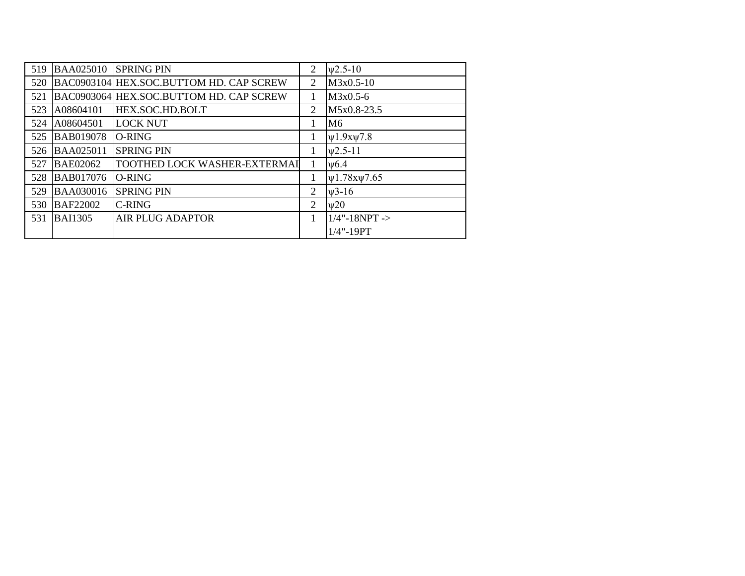| | | | | |
|---|---|---|---|---|
| 519 | BAA025010 | SPRING PIN | 2 | ψ2.5-10 |
| 520 | BAC0903104 | HEX.SOC.BUTTOM HD. CAP SCREW | 2 | M3x0.5-10 |
| 521 | BAC0903064 | HEX.SOC.BUTTOM HD. CAP SCREW | 1 | M3x0.5-6 |
| 523 | A08604101 | HEX.SOC.HD.BOLT | 2 | M5x0.8-23.5 |
| 524 | A08604501 | LOCK NUT | 1 | M6 |
| 525 | BAB019078 | O-RING | 1 | ψ1.9xψ7.8 |
| 526 | BAA025011 | SPRING PIN | 1 | ψ2.5-11 |
| 527 | BAE02062 | TOOTHED LOCK WASHER-EXTERMAL | 1 | ψ6.4 |
| 528 | BAB017076 | O-RING | 1 | ψ1.78xψ7.65 |
| 529 | BAA030016 | SPRING PIN | 2 | ψ3-16 |
| 530 | BAF22002 | C-RING | 2 | ψ20 |
| 531 | BAI1305 | AIR PLUG ADAPTOR | 1 | 1/4"-18NPT -> 1/4"-19PT |